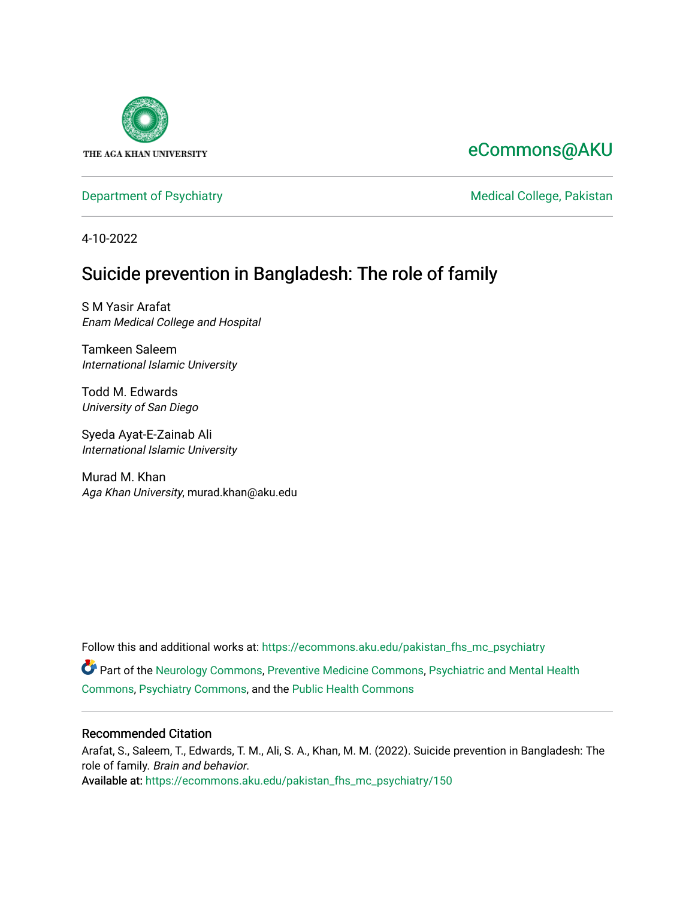THE AGA KHAN UNIVERSITY

eCommons@AKU

Department of Psychiatry | Medical College, Pakistan

4-10-2022

# Suicide prevention in Bangladesh: The role of family

S M Yasir Arafat
*Enam Medical College and Hospital*

Tamkeen Saleem
*International Islamic University*

Todd M. Edwards
*University of San Diego*

Syeda Ayat-E-Zainab Ali
*International Islamic University*

Murad M. Khan
*Aga Khan University*, murad.khan@aku.edu

Follow this and additional works at: https://ecommons.aku.edu/pakistan_fhs_mc_psychiatry

Part of the Neurology Commons, Preventive Medicine Commons, Psychiatric and Mental Health Commons, Psychiatry Commons, and the Public Health Commons

## Recommended Citation

Arafat, S., Saleem, T., Edwards, T. M., Ali, S. A., Khan, M. M. (2022). Suicide prevention in Bangladesh: The role of family. *Brain and behavior*.
Available at: https://ecommons.aku.edu/pakistan_fhs_mc_psychiatry/150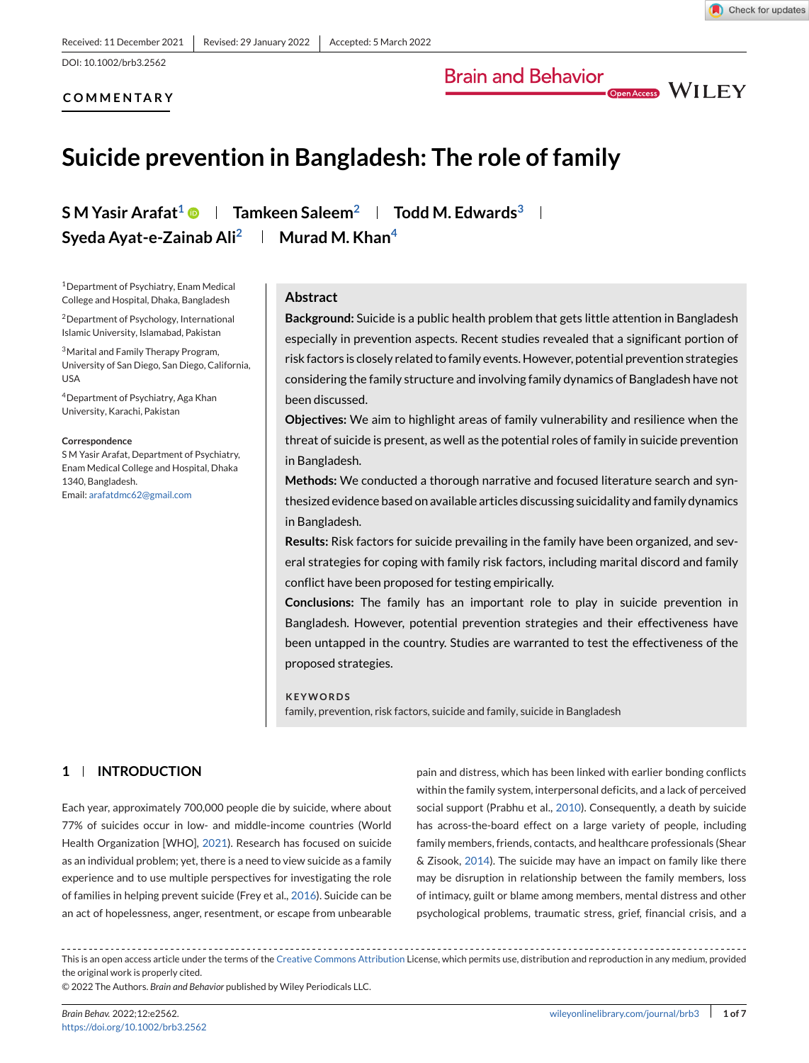Received: 11 December 2021 | Revised: 29 January 2022 | Accepted: 5 March 2022

DOI: 10.1002/brb3.2562

**COMMENTARY**

# Suicide prevention in Bangladesh: The role of family

**S M Yasir Arafat**[1] | **Tamkeen Saleem**[2] | **Todd M. Edwards**[3] | **Syeda Ayat-e-Zainab Ali**[2] | **Murad M. Khan**[4]

[1]Department of Psychiatry, Enam Medical College and Hospital, Dhaka, Bangladesh

[2]Department of Psychology, International Islamic University, Islamabad, Pakistan

[3]Marital and Family Therapy Program, University of San Diego, San Diego, California, USA

[4]Department of Psychiatry, Aga Khan University, Karachi, Pakistan

**Correspondence**
S M Yasir Arafat, Department of Psychiatry, Enam Medical College and Hospital, Dhaka 1340, Bangladesh.
Email: arafatdmc62@gmail.com

## Abstract

**Background:** Suicide is a public health problem that gets little attention in Bangladesh especially in prevention aspects. Recent studies revealed that a significant portion of risk factors is closely related to family events. However, potential prevention strategies considering the family structure and involving family dynamics of Bangladesh have not been discussed.

**Objectives:** We aim to highlight areas of family vulnerability and resilience when the threat of suicide is present, as well as the potential roles of family in suicide prevention in Bangladesh.

**Methods:** We conducted a thorough narrative and focused literature search and synthesized evidence based on available articles discussing suicidality and family dynamics in Bangladesh.

**Results:** Risk factors for suicide prevailing in the family have been organized, and several strategies for coping with family risk factors, including marital discord and family conflict have been proposed for testing empirically.

**Conclusions:** The family has an important role to play in suicide prevention in Bangladesh. However, potential prevention strategies and their effectiveness have been untapped in the country. Studies are warranted to test the effectiveness of the proposed strategies.

**KEYWORDS**
family, prevention, risk factors, suicide and family, suicide in Bangladesh

## 1 | INTRODUCTION

Each year, approximately 700,000 people die by suicide, where about 77% of suicides occur in low- and middle-income countries (World Health Organization [WHO], 2021). Research has focused on suicide as an individual problem; yet, there is a need to view suicide as a family experience and to use multiple perspectives for investigating the role of families in helping prevent suicide (Frey et al., 2016). Suicide can be an act of hopelessness, anger, resentment, or escape from unbearable pain and distress, which has been linked with earlier bonding conflicts within the family system, interpersonal deficits, and a lack of perceived social support (Prabhu et al., 2010). Consequently, a death by suicide has across-the-board effect on a large variety of people, including family members, friends, contacts, and healthcare professionals (Shear & Zisook, 2014). The suicide may have an impact on family like there may be disruption in relationship between the family members, loss of intimacy, guilt or blame among members, mental distress and other psychological problems, traumatic stress, grief, financial crisis, and a

This is an open access article under the terms of the Creative Commons Attribution License, which permits use, distribution and reproduction in any medium, provided the original work is properly cited.
© 2022 The Authors. *Brain and Behavior* published by Wiley Periodicals LLC.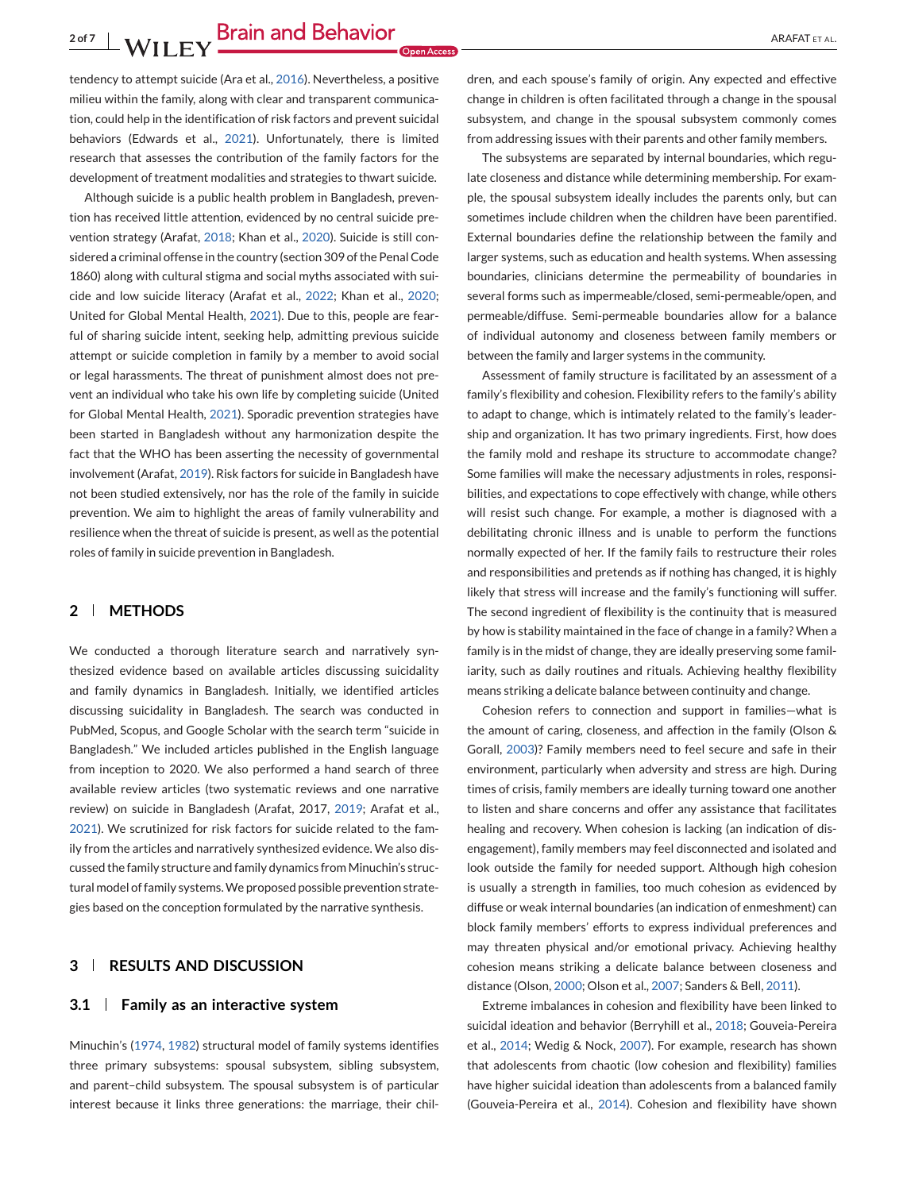tendency to attempt suicide (Ara et al., 2016). Nevertheless, a positive milieu within the family, along with clear and transparent communication, could help in the identification of risk factors and prevent suicidal behaviors (Edwards et al., 2021). Unfortunately, there is limited research that assesses the contribution of the family factors for the development of treatment modalities and strategies to thwart suicide.

Although suicide is a public health problem in Bangladesh, prevention has received little attention, evidenced by no central suicide prevention strategy (Arafat, 2018; Khan et al., 2020). Suicide is still considered a criminal offense in the country (section 309 of the Penal Code 1860) along with cultural stigma and social myths associated with suicide and low suicide literacy (Arafat et al., 2022; Khan et al., 2020; United for Global Mental Health, 2021). Due to this, people are fearful of sharing suicide intent, seeking help, admitting previous suicide attempt or suicide completion in family by a member to avoid social or legal harassments. The threat of punishment almost does not prevent an individual who take his own life by completing suicide (United for Global Mental Health, 2021). Sporadic prevention strategies have been started in Bangladesh without any harmonization despite the fact that the WHO has been asserting the necessity of governmental involvement (Arafat, 2019). Risk factors for suicide in Bangladesh have not been studied extensively, nor has the role of the family in suicide prevention. We aim to highlight the areas of family vulnerability and resilience when the threat of suicide is present, as well as the potential roles of family in suicide prevention in Bangladesh.

## 2 | METHODS

We conducted a thorough literature search and narratively synthesized evidence based on available articles discussing suicidality and family dynamics in Bangladesh. Initially, we identified articles discussing suicidality in Bangladesh. The search was conducted in PubMed, Scopus, and Google Scholar with the search term "suicide in Bangladesh." We included articles published in the English language from inception to 2020. We also performed a hand search of three available review articles (two systematic reviews and one narrative review) on suicide in Bangladesh (Arafat, 2017, 2019; Arafat et al., 2021). We scrutinized for risk factors for suicide related to the family from the articles and narratively synthesized evidence. We also discussed the family structure and family dynamics from Minuchin's structural model of family systems. We proposed possible prevention strategies based on the conception formulated by the narrative synthesis.

## 3 | RESULTS AND DISCUSSION

### 3.1 | Family as an interactive system

Minuchin's (1974, 1982) structural model of family systems identifies three primary subsystems: spousal subsystem, sibling subsystem, and parent–child subsystem. The spousal subsystem is of particular interest because it links three generations: the marriage, their children, and each spouse's family of origin. Any expected and effective change in children is often facilitated through a change in the spousal subsystem, and change in the spousal subsystem commonly comes from addressing issues with their parents and other family members.

The subsystems are separated by internal boundaries, which regulate closeness and distance while determining membership. For example, the spousal subsystem ideally includes the parents only, but can sometimes include children when the children have been parentified. External boundaries define the relationship between the family and larger systems, such as education and health systems. When assessing boundaries, clinicians determine the permeability of boundaries in several forms such as impermeable/closed, semi-permeable/open, and permeable/diffuse. Semi-permeable boundaries allow for a balance of individual autonomy and closeness between family members or between the family and larger systems in the community.

Assessment of family structure is facilitated by an assessment of a family's flexibility and cohesion. Flexibility refers to the family's ability to adapt to change, which is intimately related to the family's leadership and organization. It has two primary ingredients. First, how does the family mold and reshape its structure to accommodate change? Some families will make the necessary adjustments in roles, responsibilities, and expectations to cope effectively with change, while others will resist such change. For example, a mother is diagnosed with a debilitating chronic illness and is unable to perform the functions normally expected of her. If the family fails to restructure their roles and responsibilities and pretends as if nothing has changed, it is highly likely that stress will increase and the family's functioning will suffer. The second ingredient of flexibility is the continuity that is measured by how is stability maintained in the face of change in a family? When a family is in the midst of change, they are ideally preserving some familiarity, such as daily routines and rituals. Achieving healthy flexibility means striking a delicate balance between continuity and change.

Cohesion refers to connection and support in families—what is the amount of caring, closeness, and affection in the family (Olson & Gorall, 2003)? Family members need to feel secure and safe in their environment, particularly when adversity and stress are high. During times of crisis, family members are ideally turning toward one another to listen and share concerns and offer any assistance that facilitates healing and recovery. When cohesion is lacking (an indication of disengagement), family members may feel disconnected and isolated and look outside the family for needed support. Although high cohesion is usually a strength in families, too much cohesion as evidenced by diffuse or weak internal boundaries (an indication of enmeshment) can block family members' efforts to express individual preferences and may threaten physical and/or emotional privacy. Achieving healthy cohesion means striking a delicate balance between closeness and distance (Olson, 2000; Olson et al., 2007; Sanders & Bell, 2011).

Extreme imbalances in cohesion and flexibility have been linked to suicidal ideation and behavior (Berryhill et al., 2018; Gouveia-Pereira et al., 2014; Wedig & Nock, 2007). For example, research has shown that adolescents from chaotic (low cohesion and flexibility) families have higher suicidal ideation than adolescents from a balanced family (Gouveia-Pereira et al., 2014). Cohesion and flexibility have shown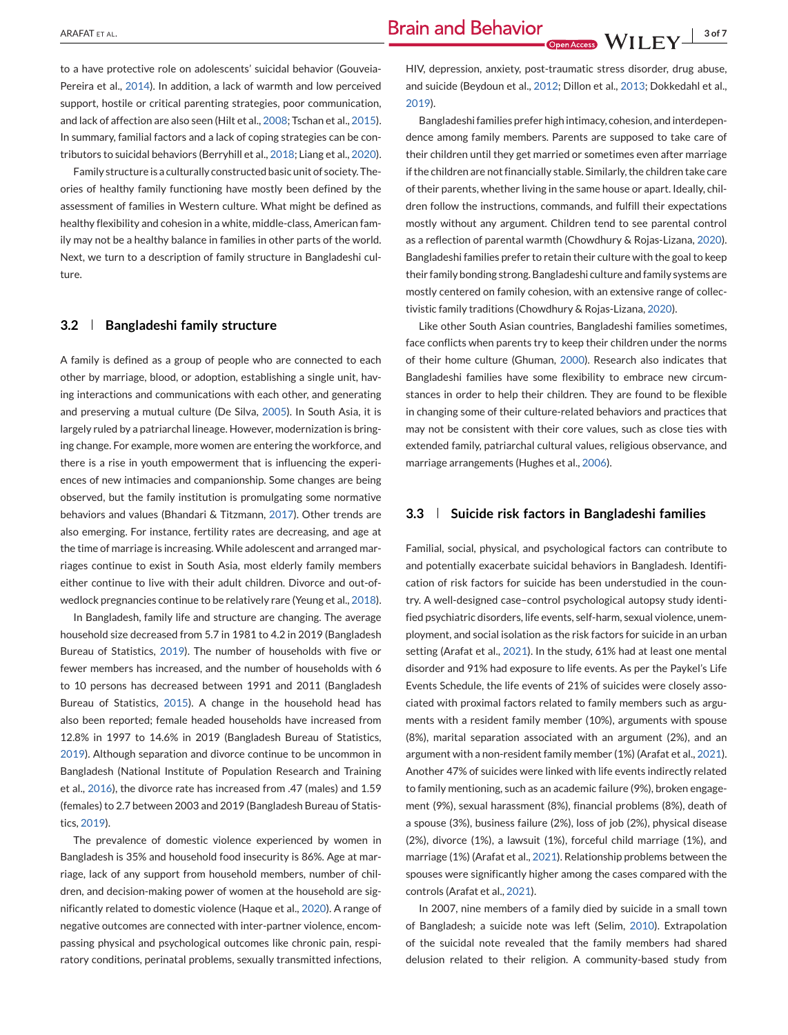to a have protective role on adolescents' suicidal behavior (Gouveia-Pereira et al., 2014). In addition, a lack of warmth and low perceived support, hostile or critical parenting strategies, poor communication, and lack of affection are also seen (Hilt et al., 2008; Tschan et al., 2015). In summary, familial factors and a lack of coping strategies can be contributors to suicidal behaviors (Berryhill et al., 2018; Liang et al., 2020).

Family structure is a culturally constructed basic unit of society. Theories of healthy family functioning have mostly been defined by the assessment of families in Western culture. What might be defined as healthy flexibility and cohesion in a white, middle-class, American family may not be a healthy balance in families in other parts of the world. Next, we turn to a description of family structure in Bangladeshi culture.

### 3.2 | Bangladeshi family structure

A family is defined as a group of people who are connected to each other by marriage, blood, or adoption, establishing a single unit, having interactions and communications with each other, and generating and preserving a mutual culture (De Silva, 2005). In South Asia, it is largely ruled by a patriarchal lineage. However, modernization is bringing change. For example, more women are entering the workforce, and there is a rise in youth empowerment that is influencing the experiences of new intimacies and companionship. Some changes are being observed, but the family institution is promulgating some normative behaviors and values (Bhandari & Titzmann, 2017). Other trends are also emerging. For instance, fertility rates are decreasing, and age at the time of marriage is increasing. While adolescent and arranged marriages continue to exist in South Asia, most elderly family members either continue to live with their adult children. Divorce and out-of-wedlock pregnancies continue to be relatively rare (Yeung et al., 2018).

In Bangladesh, family life and structure are changing. The average household size decreased from 5.7 in 1981 to 4.2 in 2019 (Bangladesh Bureau of Statistics, 2019). The number of households with five or fewer members has increased, and the number of households with 6 to 10 persons has decreased between 1991 and 2011 (Bangladesh Bureau of Statistics, 2015). A change in the household head has also been reported; female headed households have increased from 12.8% in 1997 to 14.6% in 2019 (Bangladesh Bureau of Statistics, 2019). Although separation and divorce continue to be uncommon in Bangladesh (National Institute of Population Research and Training et al., 2016), the divorce rate has increased from .47 (males) and 1.59 (females) to 2.7 between 2003 and 2019 (Bangladesh Bureau of Statistics, 2019).

The prevalence of domestic violence experienced by women in Bangladesh is 35% and household food insecurity is 86%. Age at marriage, lack of any support from household members, number of children, and decision-making power of women at the household are significantly related to domestic violence (Haque et al., 2020). A range of negative outcomes are connected with inter-partner violence, encompassing physical and psychological outcomes like chronic pain, respiratory conditions, perinatal problems, sexually transmitted infections, HIV, depression, anxiety, post-traumatic stress disorder, drug abuse, and suicide (Beydoun et al., 2012; Dillon et al., 2013; Dokkedahl et al., 2019).

Bangladeshi families prefer high intimacy, cohesion, and interdependence among family members. Parents are supposed to take care of their children until they get married or sometimes even after marriage if the children are not financially stable. Similarly, the children take care of their parents, whether living in the same house or apart. Ideally, children follow the instructions, commands, and fulfill their expectations mostly without any argument. Children tend to see parental control as a reflection of parental warmth (Chowdhury & Rojas-Lizana, 2020). Bangladeshi families prefer to retain their culture with the goal to keep their family bonding strong. Bangladeshi culture and family systems are mostly centered on family cohesion, with an extensive range of collectivistic family traditions (Chowdhury & Rojas-Lizana, 2020).

Like other South Asian countries, Bangladeshi families sometimes, face conflicts when parents try to keep their children under the norms of their home culture (Ghuman, 2000). Research also indicates that Bangladeshi families have some flexibility to embrace new circumstances in order to help their children. They are found to be flexible in changing some of their culture-related behaviors and practices that may not be consistent with their core values, such as close ties with extended family, patriarchal cultural values, religious observance, and marriage arrangements (Hughes et al., 2006).

### 3.3 | Suicide risk factors in Bangladeshi families

Familial, social, physical, and psychological factors can contribute to and potentially exacerbate suicidal behaviors in Bangladesh. Identification of risk factors for suicide has been understudied in the country. A well-designed case–control psychological autopsy study identified psychiatric disorders, life events, self-harm, sexual violence, unemployment, and social isolation as the risk factors for suicide in an urban setting (Arafat et al., 2021). In the study, 61% had at least one mental disorder and 91% had exposure to life events. As per the Paykel's Life Events Schedule, the life events of 21% of suicides were closely associated with proximal factors related to family members such as arguments with a resident family member (10%), arguments with spouse (8%), marital separation associated with an argument (2%), and an argument with a non-resident family member (1%) (Arafat et al., 2021). Another 47% of suicides were linked with life events indirectly related to family mentioning, such as an academic failure (9%), broken engagement (9%), sexual harassment (8%), financial problems (8%), death of a spouse (3%), business failure (2%), loss of job (2%), physical disease (2%), divorce (1%), a lawsuit (1%), forceful child marriage (1%), and marriage (1%) (Arafat et al., 2021). Relationship problems between the spouses were significantly higher among the cases compared with the controls (Arafat et al., 2021).

In 2007, nine members of a family died by suicide in a small town of Bangladesh; a suicide note was left (Selim, 2010). Extrapolation of the suicidal note revealed that the family members had shared delusion related to their religion. A community-based study from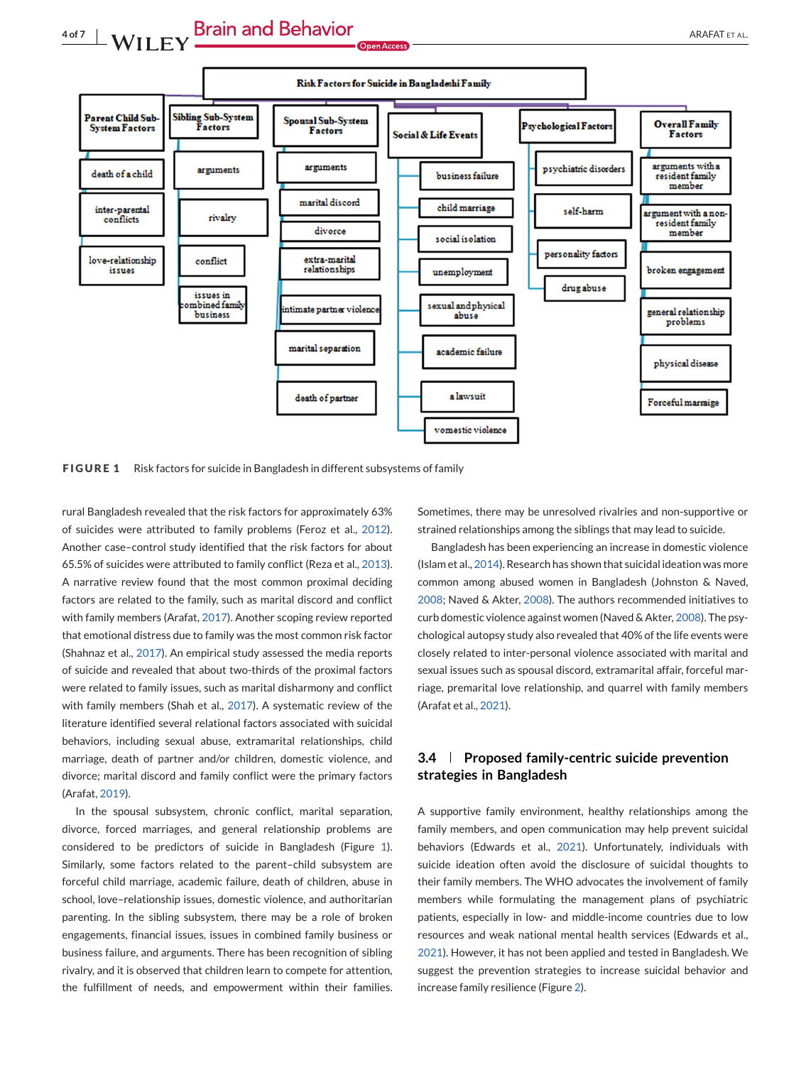**Risk Factors for Suicide in Bangladeshi Family**

- **Parent Child Sub-System Factors**
  - death of a child
  - inter-parental conflicts
  - love-relationship issues
- **Sibling Sub-System Factors**
  - arguments
  - rivalry
  - conflict
  - issues in combined family business
- **Spousal Sub-System Factors**
  - arguments
  - marital discord
  - divorce
  - extra-marital relationships
  - intimate partner violence
  - marital separation
  - death of partner
- **Social & Life Events**
  - business failure
  - child marriage
  - social isolation
  - unemployment
  - sexual and physical abuse
  - academic failure
  - a lawsuit
  - vomestic violence
- **Psychological Factors**
  - psychiatric disorders
  - self-harm
  - personality factors
  - drug abuse
- **Overall Family Factors**
  - arguments with a resident family member
  - argument with a non-resident family member
  - broken engagement
  - general relationship problems
  - physical disease
  - Forceful marraige

**FIGURE 1** Risk factors for suicide in Bangladesh in different subsystems of family

rural Bangladesh revealed that the risk factors for approximately 63% of suicides were attributed to family problems (Feroz et al., 2012). Another case–control study identified that the risk factors for about 65.5% of suicides were attributed to family conflict (Reza et al., 2013). A narrative review found that the most common proximal deciding factors are related to the family, such as marital discord and conflict with family members (Arafat, 2017). Another scoping review reported that emotional distress due to family was the most common risk factor (Shahnaz et al., 2017). An empirical study assessed the media reports of suicide and revealed that about two-thirds of the proximal factors were related to family issues, such as marital disharmony and conflict with family members (Shah et al., 2017). A systematic review of the literature identified several relational factors associated with suicidal behaviors, including sexual abuse, extramarital relationships, child marriage, death of partner and/or children, domestic violence, and divorce; marital discord and family conflict were the primary factors (Arafat, 2019).

In the spousal subsystem, chronic conflict, marital separation, divorce, forced marriages, and general relationship problems are considered to be predictors of suicide in Bangladesh (Figure 1). Similarly, some factors related to the parent–child subsystem are forceful child marriage, academic failure, death of children, abuse in school, love–relationship issues, domestic violence, and authoritarian parenting. In the sibling subsystem, there may be a role of broken engagements, financial issues, issues in combined family business or business failure, and arguments. There has been recognition of sibling rivalry, and it is observed that children learn to compete for attention, the fulfillment of needs, and empowerment within their families. Sometimes, there may be unresolved rivalries and non-supportive or strained relationships among the siblings that may lead to suicide.

Bangladesh has been experiencing an increase in domestic violence (Islam et al., 2014). Research has shown that suicidal ideation was more common among abused women in Bangladesh (Johnston & Naved, 2008; Naved & Akter, 2008). The authors recommended initiatives to curb domestic violence against women (Naved & Akter, 2008). The psychological autopsy study also revealed that 40% of the life events were closely related to inter-personal violence associated with marital and sexual issues such as spousal discord, extramarital affair, forceful marriage, premarital love relationship, and quarrel with family members (Arafat et al., 2021).

### 3.4 | Proposed family-centric suicide prevention strategies in Bangladesh

A supportive family environment, healthy relationships among the family members, and open communication may help prevent suicidal behaviors (Edwards et al., 2021). Unfortunately, individuals with suicide ideation often avoid the disclosure of suicidal thoughts to their family members. The WHO advocates the involvement of family members while formulating the management plans of psychiatric patients, especially in low- and middle-income countries due to low resources and weak national mental health services (Edwards et al., 2021). However, it has not been applied and tested in Bangladesh. We suggest the prevention strategies to increase suicidal behavior and increase family resilience (Figure 2).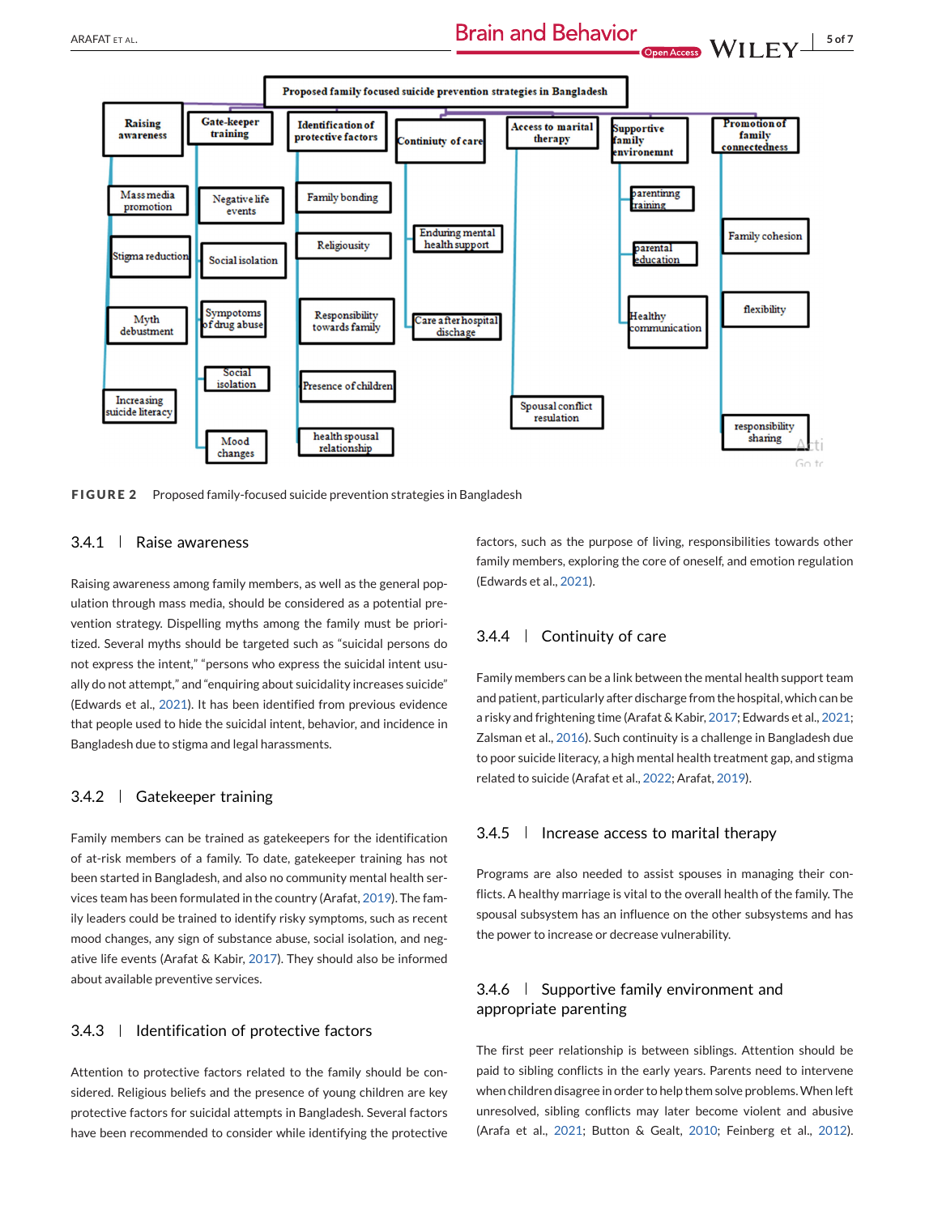FIGURE 2 Proposed family-focused suicide prevention strategies in Bangladesh

### 3.4.1 | Raise awareness

Raising awareness among family members, as well as the general population through mass media, should be considered as a potential prevention strategy. Dispelling myths among the family must be prioritized. Several myths should be targeted such as "suicidal persons do not express the intent," "persons who express the suicidal intent usually do not attempt," and "enquiring about suicidality increases suicide" (Edwards et al., 2021). It has been identified from previous evidence that people used to hide the suicidal intent, behavior, and incidence in Bangladesh due to stigma and legal harassments.

### 3.4.2 | Gatekeeper training

Family members can be trained as gatekeepers for the identification of at-risk members of a family. To date, gatekeeper training has not been started in Bangladesh, and also no community mental health services team has been formulated in the country (Arafat, 2019). The family leaders could be trained to identify risky symptoms, such as recent mood changes, any sign of substance abuse, social isolation, and negative life events (Arafat & Kabir, 2017). They should also be informed about available preventive services.

### 3.4.3 | Identification of protective factors

Attention to protective factors related to the family should be considered. Religious beliefs and the presence of young children are key protective factors for suicidal attempts in Bangladesh. Several factors have been recommended to consider while identifying the protective factors, such as the purpose of living, responsibilities towards other family members, exploring the core of oneself, and emotion regulation (Edwards et al., 2021).

### 3.4.4 | Continuity of care

Family members can be a link between the mental health support team and patient, particularly after discharge from the hospital, which can be a risky and frightening time (Arafat & Kabir, 2017; Edwards et al., 2021; Zalsman et al., 2016). Such continuity is a challenge in Bangladesh due to poor suicide literacy, a high mental health treatment gap, and stigma related to suicide (Arafat et al., 2022; Arafat, 2019).

### 3.4.5 | Increase access to marital therapy

Programs are also needed to assist spouses in managing their conflicts. A healthy marriage is vital to the overall health of the family. The spousal subsystem has an influence on the other subsystems and has the power to increase or decrease vulnerability.

### 3.4.6 | Supportive family environment and appropriate parenting

The first peer relationship is between siblings. Attention should be paid to sibling conflicts in the early years. Parents need to intervene when children disagree in order to help them solve problems. When left unresolved, sibling conflicts may later become violent and abusive (Arafa et al., 2021; Button & Gealt, 2010; Feinberg et al., 2012).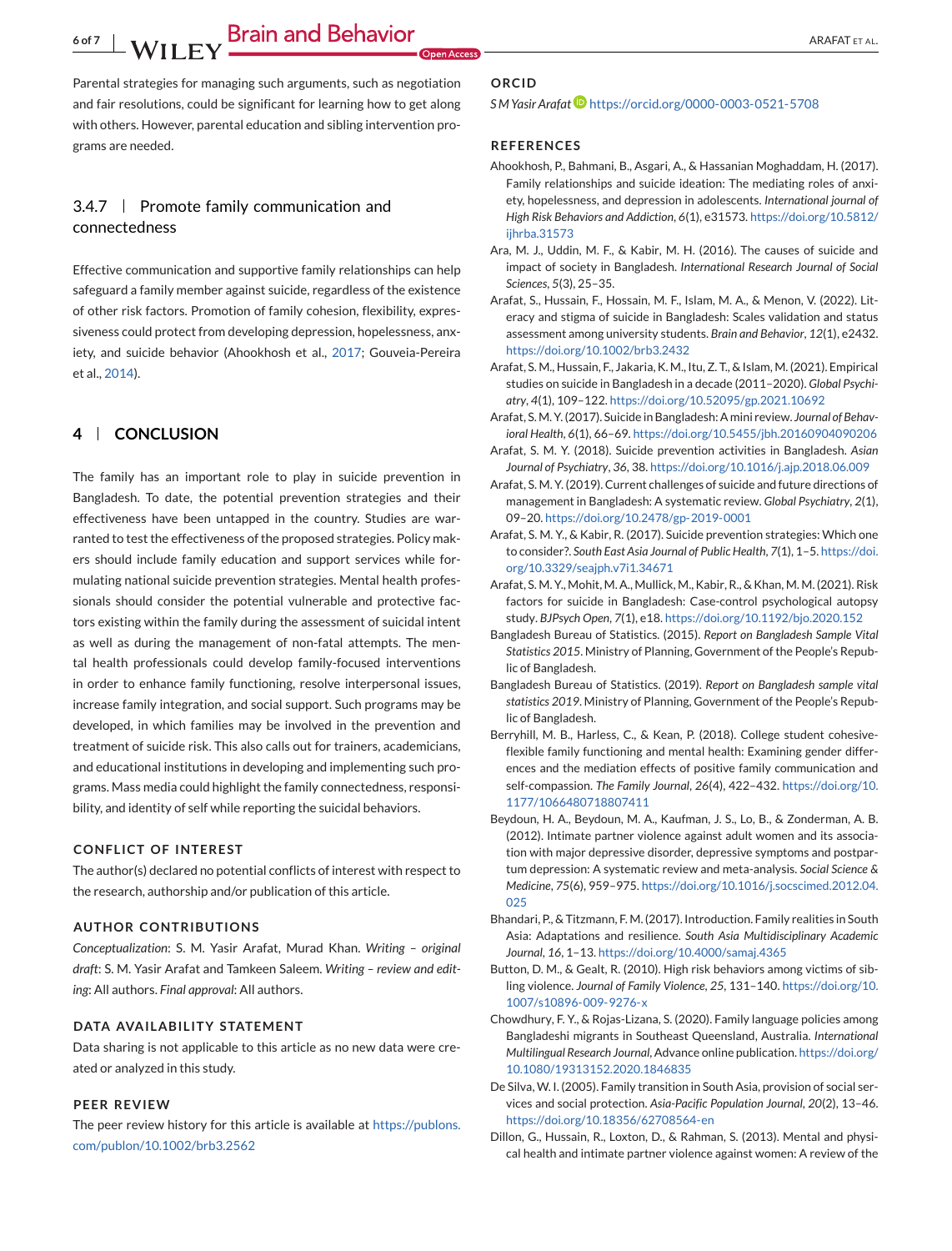Parental strategies for managing such arguments, such as negotiation and fair resolutions, could be significant for learning how to get along with others. However, parental education and sibling intervention programs are needed.

### 3.4.7 | Promote family communication and connectedness

Effective communication and supportive family relationships can help safeguard a family member against suicide, regardless of the existence of other risk factors. Promotion of family cohesion, flexibility, expressiveness could protect from developing depression, hopelessness, anxiety, and suicide behavior (Ahookhosh et al., 2017; Gouveia-Pereira et al., 2014).

## 4 | CONCLUSION

The family has an important role to play in suicide prevention in Bangladesh. To date, the potential prevention strategies and their effectiveness have been untapped in the country. Studies are warranted to test the effectiveness of the proposed strategies. Policy makers should include family education and support services while formulating national suicide prevention strategies. Mental health professionals should consider the potential vulnerable and protective factors existing within the family during the assessment of suicidal intent as well as during the management of non-fatal attempts. The mental health professionals could develop family-focused interventions in order to enhance family functioning, resolve interpersonal issues, increase family integration, and social support. Such programs may be developed, in which families may be involved in the prevention and treatment of suicide risk. This also calls out for trainers, academicians, and educational institutions in developing and implementing such programs. Mass media could highlight the family connectedness, responsibility, and identity of self while reporting the suicidal behaviors.

### CONFLICT OF INTEREST

The author(s) declared no potential conflicts of interest with respect to the research, authorship and/or publication of this article.

### AUTHOR CONTRIBUTIONS

*Conceptualization*: S. M. Yasir Arafat, Murad Khan. *Writing – original draft*: S. M. Yasir Arafat and Tamkeen Saleem. *Writing – review and editing*: All authors. *Final approval*: All authors.

### DATA AVAILABILITY STATEMENT

Data sharing is not applicable to this article as no new data were created or analyzed in this study.

### PEER REVIEW

The peer review history for this article is available at https://publons.com/publon/10.1002/brb3.2562

### ORCID

*S M Yasir Arafat* https://orcid.org/0000-0003-0521-5708

### REFERENCES

Ahookhosh, P., Bahmani, B., Asgari, A., & Hassanian Moghaddam, H. (2017). Family relationships and suicide ideation: The mediating roles of anxiety, hopelessness, and depression in adolescents. *International journal of High Risk Behaviors and Addiction*, *6*(1), e31573. https://doi.org/10.5812/ijhrba.31573

Ara, M. J., Uddin, M. F., & Kabir, M. H. (2016). The causes of suicide and impact of society in Bangladesh. *International Research Journal of Social Sciences*, *5*(3), 25–35.

Arafat, S., Hussain, F., Hossain, M. F., Islam, M. A., & Menon, V. (2022). Literacy and stigma of suicide in Bangladesh: Scales validation and status assessment among university students. *Brain and Behavior*, *12*(1), e2432. https://doi.org/10.1002/brb3.2432

Arafat, S. M., Hussain, F., Jakaria, K. M., Itu, Z. T., & Islam, M. (2021). Empirical studies on suicide in Bangladesh in a decade (2011–2020). *Global Psychiatry*, *4*(1), 109–122. https://doi.org/10.52095/gp.2021.10692

Arafat, S. M. Y. (2017). Suicide in Bangladesh: A mini review. *Journal of Behavioral Health*, *6*(1), 66–69. https://doi.org/10.5455/jbh.20160904090206

Arafat, S. M. Y. (2018). Suicide prevention activities in Bangladesh. *Asian Journal of Psychiatry*, *36*, 38. https://doi.org/10.1016/j.ajp.2018.06.009

Arafat, S. M. Y. (2019). Current challenges of suicide and future directions of management in Bangladesh: A systematic review. *Global Psychiatry*, *2*(1), 09–20. https://doi.org/10.2478/gp-2019-0001

Arafat, S. M. Y., & Kabir, R. (2017). Suicide prevention strategies: Which one to consider?. *South East Asia Journal of Public Health*, *7*(1), 1–5. https://doi.org/10.3329/seajph.v7i1.34671

Arafat, S. M. Y., Mohit, M. A., Mullick, M. S. I., Kabir, R., & Khan, M. M. (2021). Risk factors for suicide in Bangladesh: Case-control psychological autopsy study. *BJPsych Open*, *7*(1), e18. https://doi.org/10.1192/bjo.2020.152

Bangladesh Bureau of Statistics. (2015). *Report on Bangladesh Sample Vital Statistics 2015*. Ministry of Planning, Government of the People's Republic of Bangladesh.

Bangladesh Bureau of Statistics. (2019). *Report on Bangladesh sample vital statistics 2019*. Ministry of Planning, Government of the People's Republic of Bangladesh.

Berryhill, M. B., Harless, C., & Kean, P. (2018). College student cohesive-flexible family functioning and mental health: Examining gender differences and the mediation effects of positive family communication and self-compassion. *The Family Journal*, *26*(4), 422–432. https://doi.org/10.1177/1066480718807411

Beydoun, H. A., Beydoun, M. A., Kaufman, J. S., Lo, B., & Zonderman, A. B. (2012). Intimate partner violence against adult women and its association with major depressive disorder, depressive symptoms and postpartum depression: A systematic review and meta-analysis. *Social Science & Medicine*, *75*(6), 959–975. https://doi.org/10.1016/j.socscimed.2012.04.025

Bhandari, P., & Titzmann, F. M. (2017). Introduction. Family realities in South Asia: Adaptations and resilience. *South Asia Multidisciplinary Academic Journal*, *16*, 1–13. https://doi.org/10.4000/samaj.4365

Button, D. M., & Gealt, R. (2010). High risk behaviors among victims of sibling violence. *Journal of Family Violence*, *25*, 131–140. https://doi.org/10.1007/s10896-009-9276-x

Chowdhury, F. Y., & Rojas-Lizana, S. (2020). Family language policies among Bangladeshi migrants in Southeast Queensland, Australia. *International Multilingual Research Journal*, Advance online publication. https://doi.org/10.1080/19313152.2020.1846835

De Silva, W. I. (2005). Family transition in South Asia, provision of social services and social protection. *Asia-Pacific Population Journal*, *20*(2), 13–46. https://doi.org/10.18356/62708564-en

Dillon, G., Hussain, R., Loxton, D., & Rahman, S. (2013). Mental and physical health and intimate partner violence against women: A review of the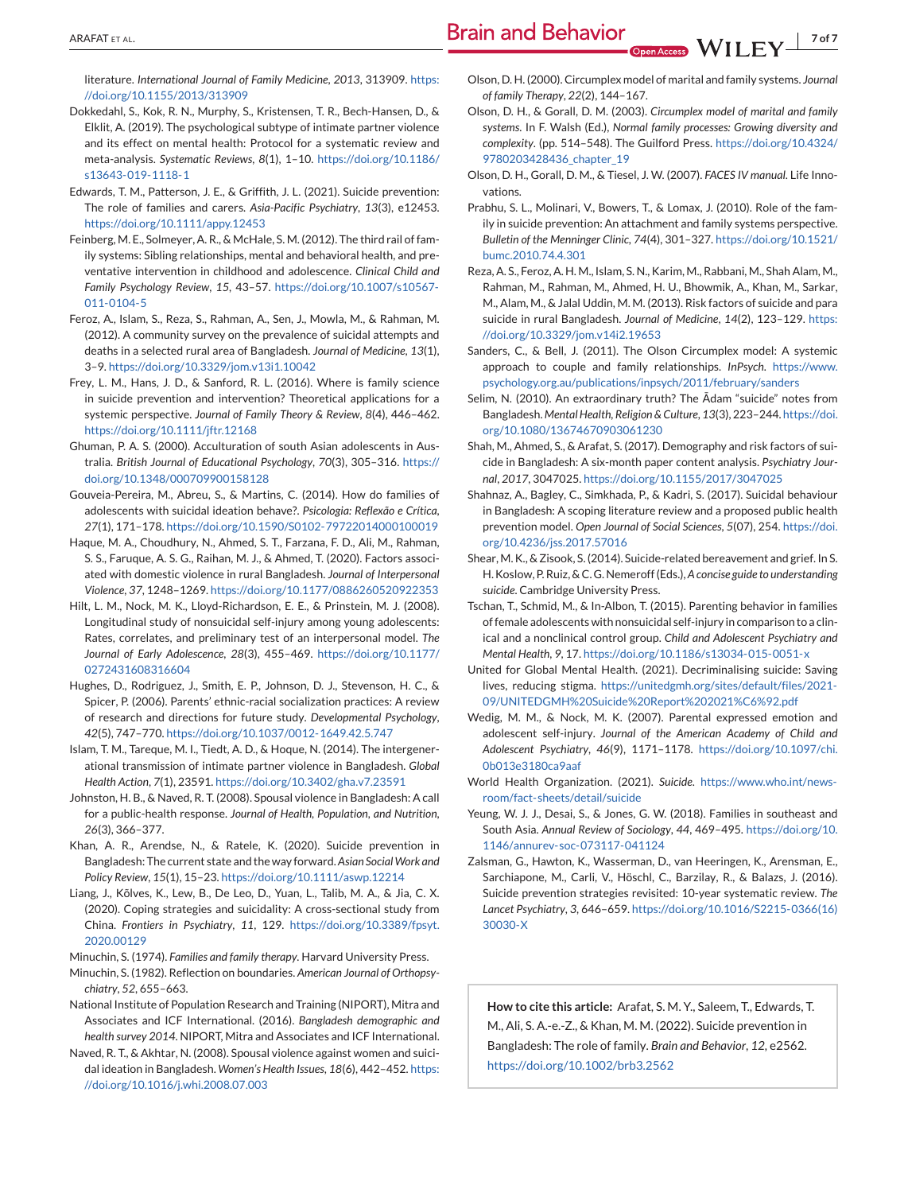literature. *International Journal of Family Medicine*, *2013*, 313909. https://doi.org/10.1155/2013/313909

Dokkedahl, S., Kok, R. N., Murphy, S., Kristensen, T. R., Bech-Hansen, D., & Elklit, A. (2019). The psychological subtype of intimate partner violence and its effect on mental health: Protocol for a systematic review and meta-analysis. *Systematic Reviews*, *8*(1), 1–10. https://doi.org/10.1186/s13643-019-1118-1

Edwards, T. M., Patterson, J. E., & Griffith, J. L. (2021). Suicide prevention: The role of families and carers. *Asia-Pacific Psychiatry*, *13*(3), e12453. https://doi.org/10.1111/appy.12453

Feinberg, M. E., Solmeyer, A. R., & McHale, S. M. (2012). The third rail of family systems: Sibling relationships, mental and behavioral health, and preventative intervention in childhood and adolescence. *Clinical Child and Family Psychology Review*, *15*, 43–57. https://doi.org/10.1007/s10567-011-0104-5

Feroz, A., Islam, S., Reza, S., Rahman, A., Sen, J., Mowla, M., & Rahman, M. (2012). A community survey on the prevalence of suicidal attempts and deaths in a selected rural area of Bangladesh. *Journal of Medicine*, *13*(1), 3–9. https://doi.org/10.3329/jom.v13i1.10042

Frey, L. M., Hans, J. D., & Sanford, R. L. (2016). Where is family science in suicide prevention and intervention? Theoretical applications for a systemic perspective. *Journal of Family Theory & Review*, *8*(4), 446–462. https://doi.org/10.1111/jftr.12168

Ghuman, P. A. S. (2000). Acculturation of south Asian adolescents in Australia. *British Journal of Educational Psychology*, *70*(3), 305–316. https://doi.org/10.1348/000709900158128

Gouveia-Pereira, M., Abreu, S., & Martins, C. (2014). How do families of adolescents with suicidal ideation behave?. *Psicologia: Reflexão e Crítica*, *27*(1), 171–178. https://doi.org/10.1590/S0102-79722014000100019

Haque, M. A., Choudhury, N., Ahmed, S. T., Farzana, F. D., Ali, M., Rahman, S. S., Faruque, A. S. G., Raihan, M. J., & Ahmed, T. (2020). Factors associated with domestic violence in rural Bangladesh. *Journal of Interpersonal Violence*, *37*, 1248–1269. https://doi.org/10.1177/0886260520922353

Hilt, L. M., Nock, M. K., Lloyd-Richardson, E. E., & Prinstein, M. J. (2008). Longitudinal study of nonsuicidal self-injury among young adolescents: Rates, correlates, and preliminary test of an interpersonal model. *The Journal of Early Adolescence*, *28*(3), 455–469. https://doi.org/10.1177/0272431608316604

Hughes, D., Rodriguez, J., Smith, E. P., Johnson, D. J., Stevenson, H. C., & Spicer, P. (2006). Parents' ethnic-racial socialization practices: A review of research and directions for future study. *Developmental Psychology*, *42*(5), 747–770. https://doi.org/10.1037/0012-1649.42.5.747

Islam, T. M., Tareque, M. I., Tiedt, A. D., & Hoque, N. (2014). The intergenerational transmission of intimate partner violence in Bangladesh. *Global Health Action*, *7*(1), 23591. https://doi.org/10.3402/gha.v7.23591

Johnston, H. B., & Naved, R. T. (2008). Spousal violence in Bangladesh: A call for a public-health response. *Journal of Health, Population, and Nutrition*, *26*(3), 366–377.

Khan, A. R., Arendse, N., & Ratele, K. (2020). Suicide prevention in Bangladesh: The current state and the way forward. *Asian Social Work and Policy Review*, *15*(1), 15–23. https://doi.org/10.1111/aswp.12214

Liang, J., Kõlves, K., Lew, B., De Leo, D., Yuan, L., Talib, M. A., & Jia, C. X. (2020). Coping strategies and suicidality: A cross-sectional study from China. *Frontiers in Psychiatry*, *11*, 129. https://doi.org/10.3389/fpsyt.2020.00129

Minuchin, S. (1974). *Families and family therapy*. Harvard University Press.

Minuchin, S. (1982). Reflection on boundaries. *American Journal of Orthopsychiatry*, *52*, 655–663.

National Institute of Population Research and Training (NIPORT), Mitra and Associates and ICF International. (2016). *Bangladesh demographic and health survey 2014*. NIPORT, Mitra and Associates and ICF International.

Naved, R. T., & Akhtar, N. (2008). Spousal violence against women and suicidal ideation in Bangladesh. *Women's Health Issues*, *18*(6), 442–452. https://doi.org/10.1016/j.whi.2008.07.003

Olson, D. H. (2000). Circumplex model of marital and family systems. *Journal of Family Therapy*, *22*(2), 144–167.

Olson, D. H., & Gorall, D. M. (2003). *Circumplex model of marital and family systems*. In F. Walsh (Ed.), *Normal family processes: Growing diversity and complexity*. (pp. 514–548). The Guilford Press. https://doi.org/10.4324/9780203428436_chapter_19

Olson, D. H., Gorall, D. M., & Tiesel, J. W. (2007). *FACES IV manual*. Life Innovations.

Prabhu, S. L., Molinari, V., Bowers, T., & Lomax, J. (2010). Role of the family in suicide prevention: An attachment and family systems perspective. *Bulletin of the Menninger Clinic*, *74*(4), 301–327. https://doi.org/10.1521/bumc.2010.74.4.301

Reza, A. S., Feroz, A. H. M., Islam, S. N., Karim, M., Rabbani, M., Shah Alam, M., Rahman, M., Rahman, M., Ahmed, H. U., Bhowmik, A., Khan, M., Sarkar, M., Alam, M., & Jalal Uddin, M. M. (2013). Risk factors of suicide and para suicide in rural Bangladesh. *Journal of Medicine*, *14*(2), 123–129. https://doi.org/10.3329/jom.v14i2.19653

Sanders, C., & Bell, J. (2011). The Olson Circumplex model: A systemic approach to couple and family relationships. *InPsych*. https://www.psychology.org.au/publications/inpsych/2011/february/sanders

Selim, N. (2010). An extraordinary truth? The Ādam "suicide" notes from Bangladesh. *Mental Health, Religion & Culture*, *13*(3), 223–244. https://doi.org/10.1080/13674670903061230

Shah, M., Ahmed, S., & Arafat, S. (2017). Demography and risk factors of suicide in Bangladesh: A six-month paper content analysis. *Psychiatry Journal*, *2017*, 3047025. https://doi.org/10.1155/2017/3047025

Shahnaz, A., Bagley, C., Simkhada, P., & Kadri, S. (2017). Suicidal behaviour in Bangladesh: A scoping literature review and a proposed public health prevention model. *Open Journal of Social Sciences*, *5*(07), 254. https://doi.org/10.4236/jss.2017.57016

Shear, M. K., & Zisook, S. (2014). Suicide-related bereavement and grief. In S. H. Koslow, P. Ruiz, & C. G. Nemeroff (Eds.), *A concise guide to understanding suicide*. Cambridge University Press.

Tschan, T., Schmid, M., & In-Albon, T. (2015). Parenting behavior in families of female adolescents with nonsuicidal self-injury in comparison to a clinical and a nonclinical control group. *Child and Adolescent Psychiatry and Mental Health*, *9*, 17. https://doi.org/10.1186/s13034-015-0051-x

United for Global Mental Health. (2021). Decriminalising suicide: Saving lives, reducing stigma. https://unitedgmh.org/sites/default/files/2021-09/UNITEDGMH%20Suicide%20Report%202021%C6%92.pdf

Wedig, M. M., & Nock, M. K. (2007). Parental expressed emotion and adolescent self-injury. *Journal of the American Academy of Child and Adolescent Psychiatry*, *46*(9), 1171–1178. https://doi.org/10.1097/chi.0b013e3180ca9aaf

World Health Organization. (2021). *Suicide*. https://www.who.int/news-room/fact-sheets/detail/suicide

Yeung, W. J. J., Desai, S., & Jones, G. W. (2018). Families in southeast and South Asia. *Annual Review of Sociology*, *44*, 469–495. https://doi.org/10.1146/annurev-soc-073117-041124

Zalsman, G., Hawton, K., Wasserman, D., van Heeringen, K., Arensman, E., Sarchiapone, M., Carli, V., Höschl, C., Barzilay, R., & Balazs, J. (2016). Suicide prevention strategies revisited: 10-year systematic review. *The Lancet Psychiatry*, *3*, 646–659. https://doi.org/10.1016/S2215-0366(16)30030-X

**How to cite this article:** Arafat, S. M. Y., Saleem, T., Edwards, T. M., Ali, S. A.-e.-Z., & Khan, M. M. (2022). Suicide prevention in Bangladesh: The role of family. *Brain and Behavior*, *12*, e2562. https://doi.org/10.1002/brb3.2562